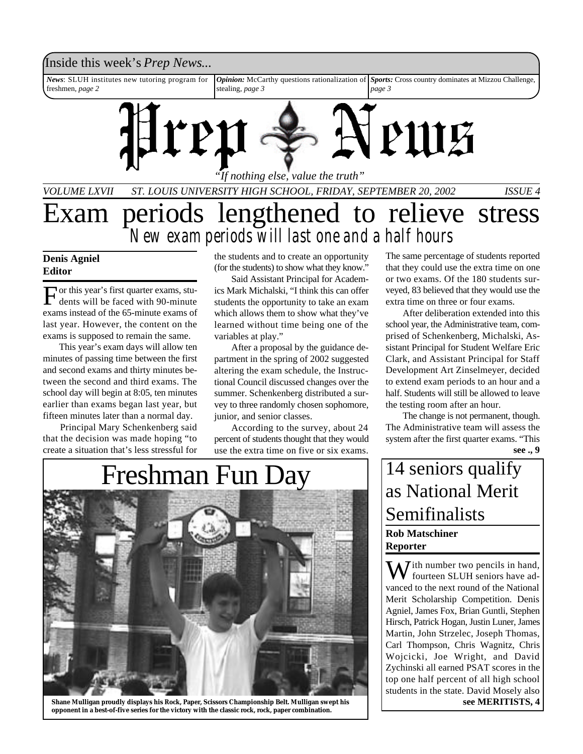Inside this week's *Prep News...*

*News*: SLUH institutes new tutoring program for freshmen, *page 2*

***Opinion:*** McCarthy questions rationalization of stealing, *page 3*

***Sports:*** Cross country dominates at Mizzou Challenge, *page 3*

# Prep News

*"If nothing else, value the truth"*

*VOLUME LXVII — ST. LOUIS UNIVERSITY HIGH SCHOOL, FRIDAY, SEPTEMBER 20, 2002 — ISSUE 4*

# Exam periods lengthened to relieve stress

## New exam periods will last one and a half hours

**Denis Agniel**
**Editor**

For this year's first quarter exams, students will be faced with 90-minute exams instead of the 65-minute exams of last year. However, the content on the exams is supposed to remain the same.

This year's exam days will allow ten minutes of passing time between the first and second exams and thirty minutes between the second and third exams. The school day will begin at 8:05, ten minutes earlier than exams began last year, but fifteen minutes later than a normal day.

Principal Mary Schenkenberg said that the decision was made hoping "to create a situation that's less stressful for the students and to create an opportunity (for the students) to show what they know."

Said Assistant Principal for Academics Mark Michalski, "I think this can offer students the opportunity to take an exam which allows them to show what they've learned without time being one of the variables at play."

After a proposal by the guidance department in the spring of 2002 suggested altering the exam schedule, the Instructional Council discussed changes over the summer. Schenkenberg distributed a survey to three randomly chosen sophomore, junior, and senior classes.

According to the survey, about 24 percent of students thought that they would use the extra time on five or six exams. The same percentage of students reported that they could use the extra time on one or two exams. Of the 180 students surveyed, 83 believed that they would use the extra time on three or four exams.

After deliberation extended into this school year, the Administrative team, comprised of Schenkenberg, Michalski, Assistant Principal for Student Welfare Eric Clark, and Assistant Principal for Staff Development Art Zinselmeyer, decided to extend exam periods to an hour and a half. Students will still be allowed to leave the testing room after an hour.

The change is not permanent, though. The Administrative team will assess the system after the first quarter exams. "This

**see ., 9**

# Freshman Fun Day

**Shane Mulligan proudly displays his Rock, Paper, Scissors Championship Belt. Mulligan swept his opponent in a best-of-five series for the victory with the classic rock, rock, paper combination.**

# 14 seniors qualify as National Merit Semifinalists

**Rob Matschiner**
**Reporter**

With number two pencils in hand, fourteen SLUH seniors have advanced to the next round of the National Merit Scholarship Competition. Denis Agniel, James Fox, Brian Guntli, Stephen Hirsch, Patrick Hogan, Justin Luner, James Martin, John Strzelec, Joseph Thomas, Carl Thompson, Chris Wagnitz, Chris Wojcicki, Joe Wright, and David Zychinski all earned PSAT scores in the top one half percent of all high school students in the state. David Mosely also

**see MERITISTS, 4**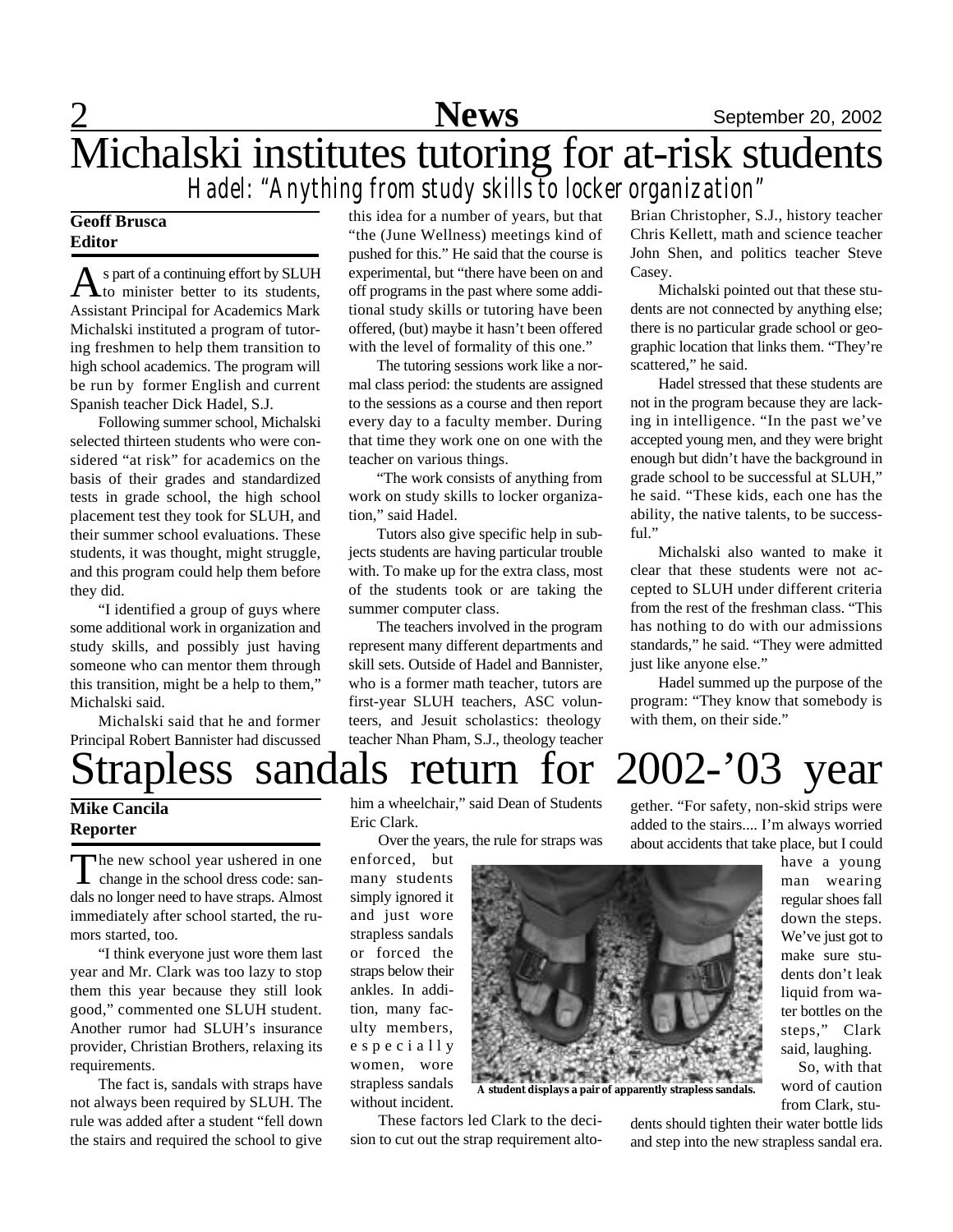# Michalski institutes tutoring for at-risk students

## *Hadel: "Anything from study skills to locker organization"*

**Geoff Brusca**
**Editor**

As part of a continuing effort by SLUH to minister better to its students, Assistant Principal for Academics Mark Michalski instituted a program of tutoring freshmen to help them transition to high school academics. The program will be run by former English and current Spanish teacher Dick Hadel, S.J.

Following summer school, Michalski selected thirteen students who were considered "at risk" for academics on the basis of their grades and standardized tests in grade school, the high school placement test they took for SLUH, and their summer school evaluations. These students, it was thought, might struggle, and this program could help them before they did.

"I identified a group of guys where some additional work in organization and study skills, and possibly just having someone who can mentor them through this transition, might be a help to them," Michalski said.

Michalski said that he and former Principal Robert Bannister had discussed this idea for a number of years, but that "the (June Wellness) meetings kind of pushed for this." He said that the course is experimental, but "there have been on and off programs in the past where some additional study skills or tutoring have been offered, (but) maybe it hasn't been offered with the level of formality of this one."

The tutoring sessions work like a normal class period: the students are assigned to the sessions as a course and then report every day to a faculty member. During that time they work one on one with the teacher on various things.

"The work consists of anything from work on study skills to locker organization," said Hadel.

Tutors also give specific help in subjects students are having particular trouble with. To make up for the extra class, most of the students took or are taking the summer computer class.

The teachers involved in the program represent many different departments and skill sets. Outside of Hadel and Bannister, who is a former math teacher, tutors are first-year SLUH teachers, ASC volunteers, and Jesuit scholastics: theology teacher Nhan Pham, S.J., theology teacher Brian Christopher, S.J., history teacher Chris Kellett, math and science teacher John Shen, and politics teacher Steve Casey.

Michalski pointed out that these students are not connected by anything else; there is no particular grade school or geographic location that links them. "They're scattered," he said.

Hadel stressed that these students are not in the program because they are lacking in intelligence. "In the past we've accepted young men, and they were bright enough but didn't have the background in grade school to be successful at SLUH," he said. "These kids, each one has the ability, the native talents, to be successful."

Michalski also wanted to make it clear that these students were not accepted to SLUH under different criteria from the rest of the freshman class. "This has nothing to do with our admissions standards," he said. "They were admitted just like anyone else."

Hadel summed up the purpose of the program: "They know that somebody is with them, on their side."

# Strapless sandals return for 2002-'03 year

**Mike Cancila**
**Reporter**

The new school year ushered in one change in the school dress code: sandals no longer need to have straps. Almost immediately after school started, the rumors started, too.

"I think everyone just wore them last year and Mr. Clark was too lazy to stop them this year because they still look good," commented one SLUH student. Another rumor had SLUH's insurance provider, Christian Brothers, relaxing its requirements.

The fact is, sandals with straps have not always been required by SLUH. The rule was added after a student "fell down the stairs and required the school to give him a wheelchair," said Dean of Students Eric Clark.

Over the years, the rule for straps was enforced, but many students simply ignored it and just wore strapless sandals or forced the straps below their ankles. In addition, many faculty members, especially women, wore strapless sandals without incident.

These factors led Clark to the decision to cut out the strap requirement altogether. "For safety, non-skid strips were added to the stairs.... I'm always worried about accidents that take place, but I could have a young man wearing regular shoes fall down the steps. We've just got to make sure students don't leak liquid from water bottles on the steps," Clark said, laughing.

**A student displays a pair of apparently strapless sandals.**

So, with that word of caution from Clark, students should tighten their water bottle lids and step into the new strapless sandal era.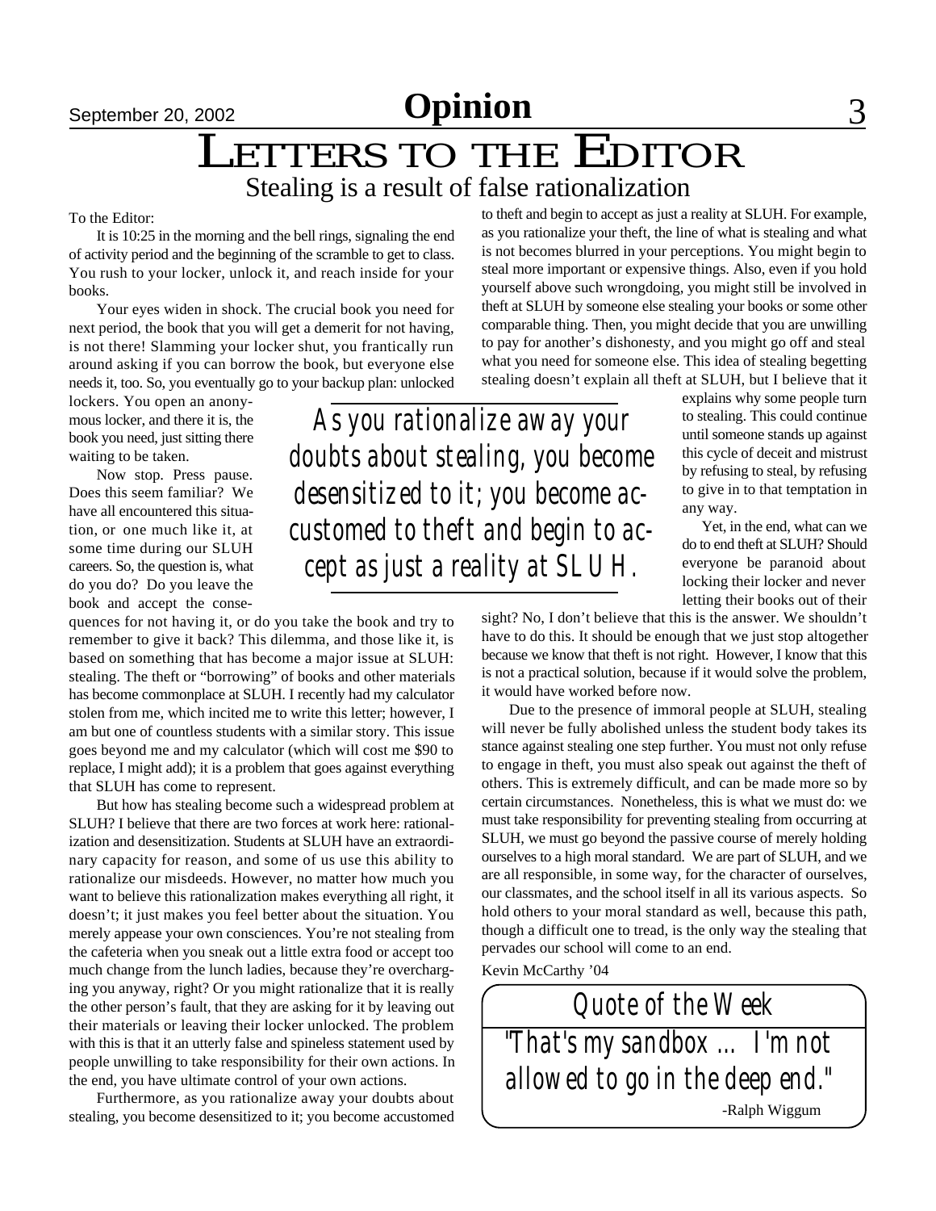# Opinion

## Letters to the Editor

### Stealing is a result of false rationalization

To the Editor:

It is 10:25 in the morning and the bell rings, signaling the end of activity period and the beginning of the scramble to get to class. You rush to your locker, unlock it, and reach inside for your books.

Your eyes widen in shock. The crucial book you need for next period, the book that you will get a demerit for not having, is not there! Slamming your locker shut, you frantically run around asking if you can borrow the book, but everyone else needs it, too. So, you eventually go to your backup plan: unlocked lockers. You open an anonymous locker, and there it is, the book you need, just sitting there waiting to be taken.

Now stop. Press pause. Does this seem familiar? We have all encountered this situation, or one much like it, at some time during our SLUH careers. So, the question is, what do you do? Do you leave the book and accept the consequences for not having it, or do you take the book and try to remember to give it back? This dilemma, and those like it, is based on something that has become a major issue at SLUH: stealing. The theft or "borrowing" of books and other materials has become commonplace at SLUH. I recently had my calculator stolen from me, which incited me to write this letter; however, I am but one of countless students with a similar story. This issue goes beyond me and my calculator (which will cost me $90 to replace, I might add); it is a problem that goes against everything that SLUH has come to represent.

But how has stealing become such a widespread problem at SLUH? I believe that there are two forces at work here: rationalization and desensitization. Students at SLUH have an extraordinary capacity for reason, and some of us use this ability to rationalize our misdeeds. However, no matter how much you want to believe this rationalization makes everything all right, it doesn't; it just makes you feel better about the situation. You merely appease your own consciences. You're not stealing from the cafeteria when you sneak out a little extra food or accept too much change from the lunch ladies, because they're overcharging you anyway, right? Or you might rationalize that it is really the other person's fault, that they are asking for it by leaving out their materials or leaving their locker unlocked. The problem with this is that it an utterly false and spineless statement used by people unwilling to take responsibility for their own actions. In the end, you have ultimate control of your own actions.

Furthermore, as you rationalize away your doubts about stealing, you become desensitized to it; you become accustomed to theft and begin to accept as just a reality at SLUH. For example, as you rationalize your theft, the line of what is stealing and what is not becomes blurred in your perceptions. You might begin to steal more important or expensive things. Also, even if you hold yourself above such wrongdoing, you might still be involved in theft at SLUH by someone else stealing your books or some other comparable thing. Then, you might decide that you are unwilling to pay for another's dishonesty, and you might go off and steal what you need for someone else. This idea of stealing begetting stealing doesn't explain all theft at SLUH, but I believe that it explains why some people turn to stealing. This could continue until someone stands up against this cycle of deceit and mistrust by refusing to steal, by refusing to give in to that temptation in any way.

> *As you rationalize away your doubts about stealing, you become desensitized to it; you become accustomed to theft and begin to accept as just a reality at SLUH.*

Yet, in the end, what can we do to end theft at SLUH? Should everyone be paranoid about locking their locker and never letting their books out of their sight? No, I don't believe that this is the answer. We shouldn't have to do this. It should be enough that we just stop altogether because we know that theft is not right. However, I know that this is not a practical solution, because if it would solve the problem, it would have worked before now.

Due to the presence of immoral people at SLUH, stealing will never be fully abolished unless the student body takes its stance against stealing one step further. You must not only refuse to engage in theft, you must also speak out against the theft of others. This is extremely difficult, and can be made more so by certain circumstances. Nonetheless, this is what we must do: we must take responsibility for preventing stealing from occurring at SLUH, we must go beyond the passive course of merely holding ourselves to a high moral standard. We are part of SLUH, and we are all responsible, in some way, for the character of ourselves, our classmates, and the school itself in all its various aspects. So hold others to your moral standard as well, because this path, though a difficult one to tread, is the only way the stealing that pervades our school will come to an end.

Kevin McCarthy '04

---

### Quote of the Week

"That's my sandbox ... I'm not allowed to go in the deep end."

-Ralph Wiggum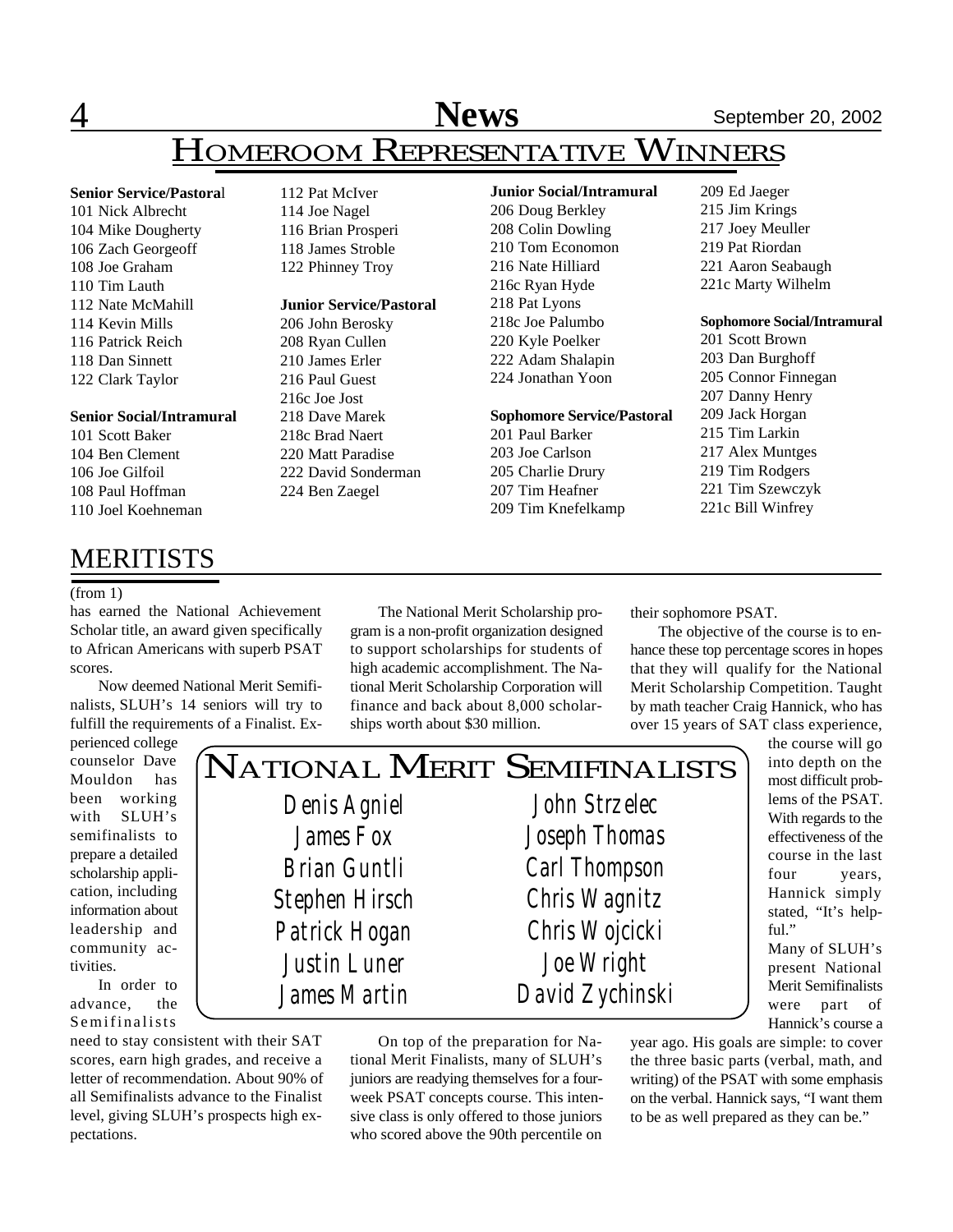# Homeroom Representative Winners

**Senior Service/Pastoral**
101 Nick Albrecht
104 Mike Dougherty
106 Zach Georgeoff
108 Joe Graham
110 Tim Lauth
112 Nate McMahill
114 Kevin Mills
116 Patrick Reich
118 Dan Sinnett
122 Clark Taylor

**Senior Social/Intramural**
101 Scott Baker
104 Ben Clement
106 Joe Gilfoil
108 Paul Hoffman
110 Joel Koehneman
112 Pat McIver
114 Joe Nagel
116 Brian Prosperi
118 James Stroble
122 Phinney Troy

**Junior Service/Pastoral**
206 John Berosky
208 Ryan Cullen
210 James Erler
216 Paul Guest
216c Joe Jost
218 Dave Marek
218c Brad Naert
220 Matt Paradise
222 David Sonderman
224 Ben Zaegel

**Junior Social/Intramural**
206 Doug Berkley
208 Colin Dowling
210 Tom Economon
216 Nate Hilliard
216c Ryan Hyde
218 Pat Lyons
218c Joe Palumbo
220 Kyle Poelker
222 Adam Shalapin
224 Jonathan Yoon

**Sophomore Service/Pastoral**
201 Paul Barker
203 Joe Carlson
205 Charlie Drury
207 Tim Heafner
209 Tim Knefelkamp
209 Ed Jaeger
215 Jim Krings
217 Joey Meuller
219 Pat Riordan
221 Aaron Seabaugh
221c Marty Wilhelm

**Sophomore Social/Intramural**
201 Scott Brown
203 Dan Burghoff
205 Connor Finnegan
207 Danny Henry
209 Jack Horgan
215 Tim Larkin
217 Alex Muntges
219 Tim Rodgers
221 Tim Szewczyk
221c Bill Winfrey

# MERITISTS

(from 1)

has earned the National Achievement Scholar title, an award given specifically to African Americans with superb PSAT scores.

Now deemed National Merit Semifinalists, SLUH's 14 seniors will try to fulfill the requirements of a Finalist. Experienced college counselor Dave Mouldon has been working with SLUH's semifinalists to prepare a detailed scholarship application, including information about leadership and community activities.

In order to advance, the Semifinalists need to stay consistent with their SAT scores, earn high grades, and receive a letter of recommendation. About 90% of all Semifinalists advance to the Finalist level, giving SLUH's prospects high expectations.

The National Merit Scholarship program is a non-profit organization designed to support scholarships for students of high academic accomplishment. The National Merit Scholarship Corporation will finance and back about 8,000 scholarships worth about $30 million.

## National Merit Semifinalists

Denis Agniel
James Fox
Brian Guntli
Stephen Hirsch
Patrick Hogan
Justin Luner
James Martin
John Strzelec
Joseph Thomas
Carl Thompson
Chris Wagnitz
Chris Wojcicki
Joe Wright
David Zychinski

On top of the preparation for National Merit Finalists, many of SLUH's juniors are readying themselves for a four-week PSAT concepts course. This intensive class is only offered to those juniors who scored above the 90th percentile on their sophomore PSAT.

The objective of the course is to enhance these top percentage scores in hopes that they will qualify for the National Merit Scholarship Competition. Taught by math teacher Craig Hannick, who has over 15 years of SAT class experience, the course will go into depth on the most difficult problems of the PSAT. With regards to the effectiveness of the course in the last four years, Hannick simply stated, "It's helpful."

Many of SLUH's present National Merit Semifinalists were part of Hannick's course a year ago. His goals are simple: to cover the three basic parts (verbal, math, and writing) of the PSAT with some emphasis on the verbal. Hannick says, "I want them to be as well prepared as they can be."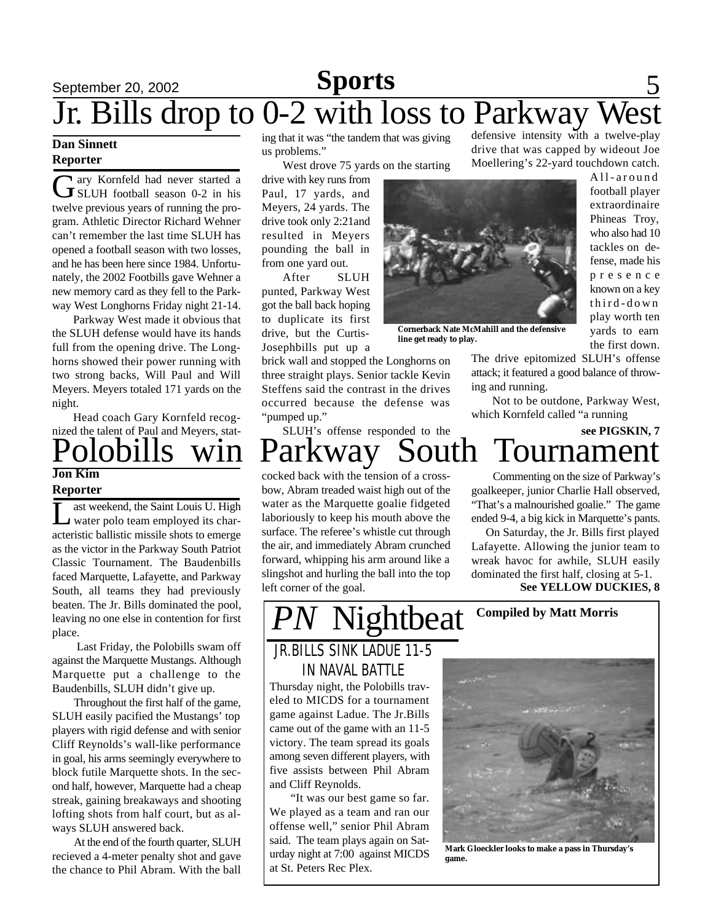## Sports

# Jr. Bills drop to 0-2 with loss to Parkway West

**Dan Sinnett**
**Reporter**

Gary Kornfeld had never started a SLUH football season 0-2 in his twelve previous years of running the program. Athletic Director Richard Wehner can't remember the last time SLUH has opened a football season with two losses, and he has been here since 1984. Unfortunately, the 2002 Footbills gave Wehner a new memory card as they fell to the Parkway West Longhorns Friday night 21-14.

Parkway West made it obvious that the SLUH defense would have its hands full from the opening drive. The Longhorns showed their power running with two strong backs, Will Paul and Will Meyers. Meyers totaled 171 yards on the night.

Head coach Gary Kornfeld recognized the talent of Paul and Meyers, stating that it was "the tandem that was giving us problems."

West drove 75 yards on the starting drive with key runs from Paul, 17 yards, and Meyers, 24 yards. The drive took only 2:21and resulted in Meyers pounding the ball in from one yard out.

After SLUH punted, Parkway West got the ball back hoping to duplicate its first drive, but the Curtis-Josephbills put up a brick wall and stopped the Longhorns on three straight plays. Senior tackle Kevin Steffens said the contrast in the drives occurred because the defense was "pumped up."

SLUH's offense responded to the defensive intensity with a twelve-play drive that was capped by wideout Joe Moellering's 22-yard touchdown catch.

Cornerback Nate McMahill and the defensive line get ready to play.

All-around football player extraordinaire Phineas Troy, who also had 10 tackles on defense, made his presence known on a key third-down play worth ten yards to earn the first down. The drive epitomized SLUH's offense attack; it featured a good balance of throwing and running.

Not to be outdone, Parkway West, which Kornfeld called "a running

**see PIGSKIN, 7**

# Polobills win Parkway South Tournament

**Jon Kim**
**Reporter**

Last weekend, the Saint Louis U. High water polo team employed its characteristic ballistic missile shots to emerge as the victor in the Parkway South Patriot Classic Tournament. The Baudenbills faced Marquette, Lafayette, and Parkway South, all teams they had previously beaten. The Jr. Bills dominated the pool, leaving no one else in contention for first place.

Last Friday, the Polobills swam off against the Marquette Mustangs. Although Marquette put a challenge to the Baudenbills, SLUH didn't give up.

Throughout the first half of the game, SLUH easily pacified the Mustangs' top players with rigid defense and with senior Cliff Reynolds's wall-like performance in goal, his arms seemingly everywhere to block futile Marquette shots. In the second half, however, Marquette had a cheap streak, gaining breakaways and shooting lofting shots from half court, but as always SLUH answered back.

At the end of the fourth quarter, SLUH recieved a 4-meter penalty shot and gave the chance to Phil Abram. With the ball cocked back with the tension of a crossbow, Abram treaded waist high out of the water as the Marquette goalie fidgeted laboriously to keep his mouth above the surface. The referee's whistle cut through the air, and immediately Abram crunched forward, whipping his arm around like a slingshot and hurling the ball into the top left corner of the goal.

Commenting on the size of Parkway's goalkeeper, junior Charlie Hall observed, "That's a malnourished goalie." The game ended 9-4, a big kick in Marquette's pants.

On Saturday, the Jr. Bills first played Lafayette. Allowing the junior team to wreak havoc for awhile, SLUH easily dominated the first half, closing at 5-1.

**See YELLOW DUCKIES, 8**

## *PN* Nightbeat

**Compiled by Matt Morris**

### JR.BILLS SINK LADUE 11-5 IN NAVAL BATTLE

Thursday night, the Polobills traveled to MICDS for a tournament game against Ladue. The Jr.Bills came out of the game with an 11-5 victory. The team spread its goals among seven different players, with five assists between Phil Abram and Cliff Reynolds.

"It was our best game so far. We played as a team and ran our offense well," senior Phil Abram said. The team plays again on Saturday night at 7:00 against MICDS at St. Peters Rec Plex.

Mark Gloeckler looks to make a pass in Thursday's game.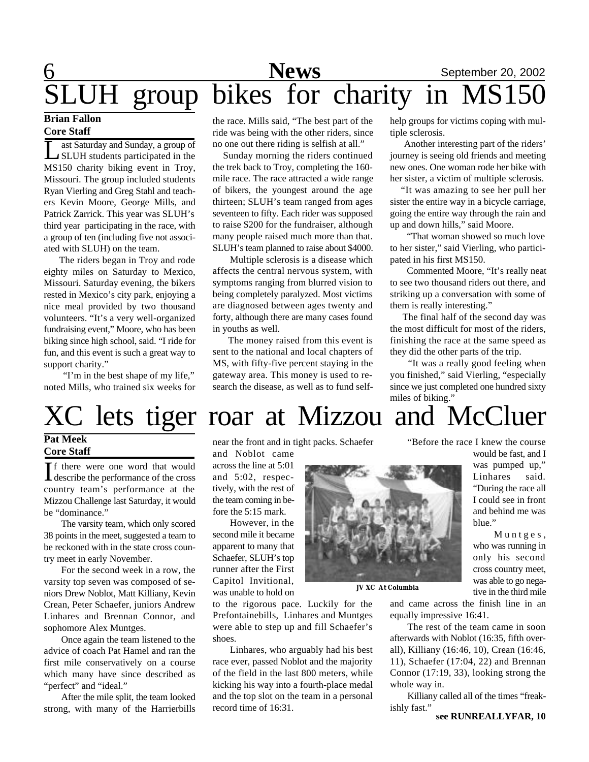# SLUH group bikes for charity in MS150

**Brian Fallon**
**Core Staff**

Last Saturday and Sunday, a group of SLUH students participated in the MS150 charity biking event in Troy, Missouri. The group included students Ryan Vierling and Greg Stahl and teachers Kevin Moore, George Mills, and Patrick Zarrick. This year was SLUH's third year participating in the race, with a group of ten (including five not associated with SLUH) on the team.

The riders began in Troy and rode eighty miles on Saturday to Mexico, Missouri. Saturday evening, the bikers rested in Mexico's city park, enjoying a nice meal provided by two thousand volunteers. "It's a very well-organized fundraising event," Moore, who has been biking since high school, said. "I ride for fun, and this event is such a great way to support charity."

"I'm in the best shape of my life," noted Mills, who trained six weeks for the race. Mills said, "The best part of the ride was being with the other riders, since no one out there riding is selfish at all."

Sunday morning the riders continued the trek back to Troy, completing the 160-mile race. The race attracted a wide range of bikers, the youngest around the age thirteen; SLUH's team ranged from ages seventeen to fifty. Each rider was supposed to raise $200 for the fundraiser, although many people raised much more than that. SLUH's team planned to raise about $4000.

Multiple sclerosis is a disease which affects the central nervous system, with symptoms ranging from blurred vision to being completely paralyzed. Most victims are diagnosed between ages twenty and forty, although there are many cases found in youths as well.

The money raised from this event is sent to the national and local chapters of MS, with fifty-five percent staying in the gateway area. This money is used to research the disease, as well as to fund self-help groups for victims coping with multiple sclerosis.

Another interesting part of the riders' journey is seeing old friends and meeting new ones. One woman rode her bike with her sister, a victim of multiple sclerosis.

"It was amazing to see her pull her sister the entire way in a bicycle carriage, going the entire way through the rain and up and down hills," said Moore.

"That woman showed so much love to her sister," said Vierling, who participated in his first MS150.

Commented Moore, "It's really neat to see two thousand riders out there, and striking up a conversation with some of them is really interesting."

The final half of the second day was the most difficult for most of the riders, finishing the race at the same speed as they did the other parts of the trip.

"It was a really good feeling when you finished," said Vierling, "especially since we just completed one hundred sixty miles of biking."

# XC lets tiger roar at Mizzou and McCluer

**Pat Meek**
**Core Staff**

If there were one word that would describe the performance of the cross country team's performance at the Mizzou Challenge last Saturday, it would be "dominance."

The varsity team, which only scored 38 points in the meet, suggested a team to be reckoned with in the state cross country meet in early November.

For the second week in a row, the varsity top seven was composed of seniors Drew Noblot, Matt Killiany, Kevin Crean, Peter Schaefer, juniors Andrew Linhares and Brennan Connor, and sophomore Alex Muntges.

Once again the team listened to the advice of coach Pat Hamel and ran the first mile conservatively on a course which many have since described as "perfect" and "ideal."

After the mile split, the team looked strong, with many of the Harrierbills near the front and in tight packs. Schaefer and Noblot came across the line at 5:01 and 5:02, respectively, with the rest of the team coming in before the 5:15 mark.

However, in the second mile it became apparent to many that Schaefer, SLUH's top runner after the First Capitol Invitional, was unable to hold on to the rigorous pace. Luckily for the Prefontainebills, Linhares and Muntges were able to step up and fill Schaefer's shoes.

Linhares, who arguably had his best race ever, passed Noblot and the majority of the field in the last 800 meters, while kicking his way into a fourth-place medal and the top slot on the team in a personal record time of 16:31.

JV XC At Columbia

"Before the race I knew the course would be fast, and I was pumped up," Linhares said. "During the race all I could see in front and behind me was blue."

Muntges, who was running in only his second cross country meet, was able to go negative in the third mile and came across the finish line in an equally impressive 16:41.

The rest of the team came in soon afterwards with Noblot (16:35, fifth overall), Killiany (16:46, 10), Crean (16:46, 11), Schaefer (17:04, 22) and Brennan Connor (17:19, 33), looking strong the whole way in.

Killiany called all of the times "freakishly fast."

**see RUNREALLYFAR, 10**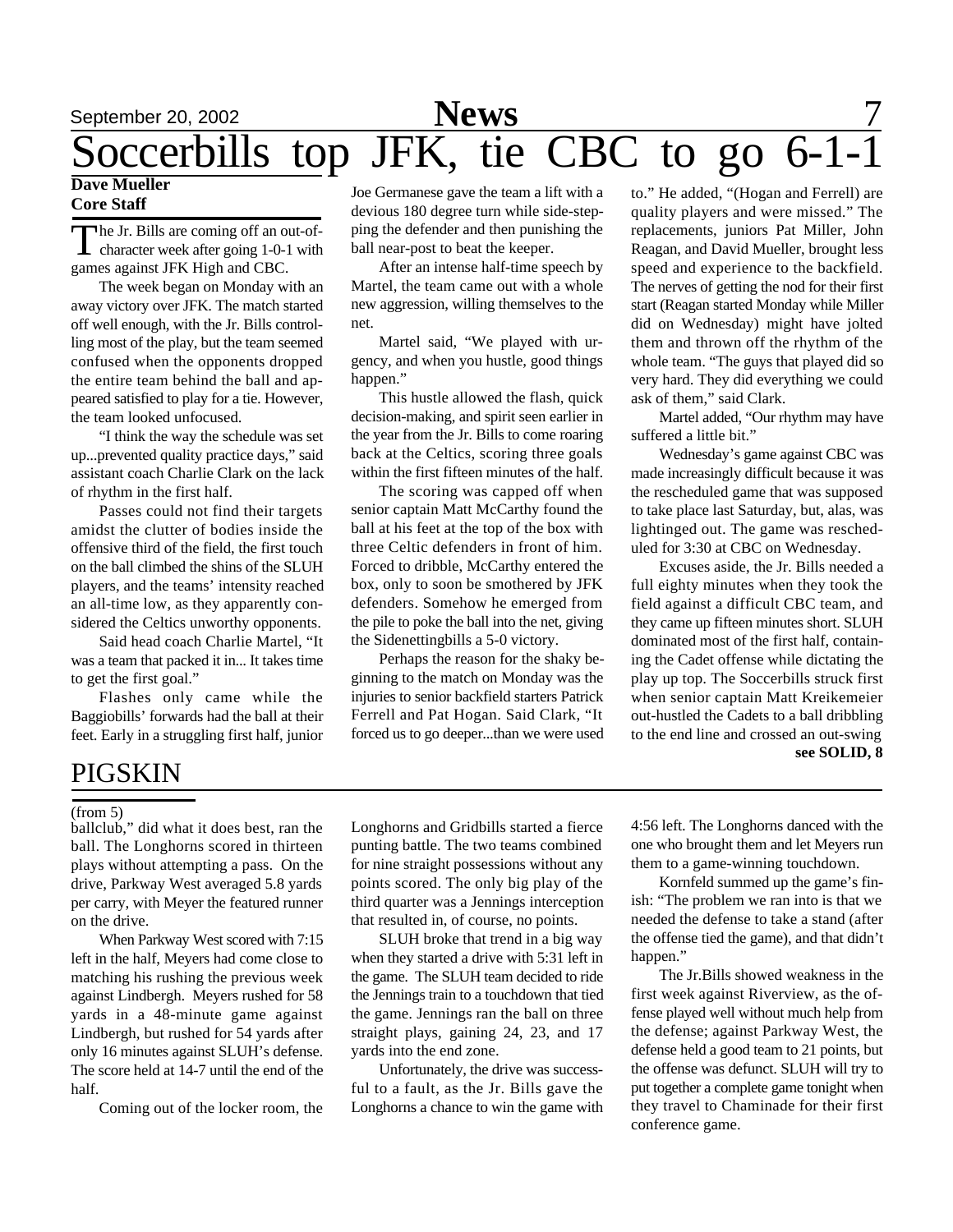# Soccerbills top JFK, tie CBC to go 6-1-1

**Dave Mueller**
**Core Staff**

The Jr. Bills are coming off an out-of-character week after going 1-0-1 with games against JFK High and CBC.

The week began on Monday with an away victory over JFK. The match started off well enough, with the Jr. Bills controlling most of the play, but the team seemed confused when the opponents dropped the entire team behind the ball and appeared satisfied to play for a tie. However, the team looked unfocused.

"I think the way the schedule was set up...prevented quality practice days," said assistant coach Charlie Clark on the lack of rhythm in the first half.

Passes could not find their targets amidst the clutter of bodies inside the offensive third of the field, the first touch on the ball climbed the shins of the SLUH players, and the teams' intensity reached an all-time low, as they apparently considered the Celtics unworthy opponents.

Said head coach Charlie Martel, "It was a team that packed it in... It takes time to get the first goal."

Flashes only came while the Baggiobills' forwards had the ball at their feet. Early in a struggling first half, junior Joe Germanese gave the team a lift with a devious 180 degree turn while side-stepping the defender and then punishing the ball near-post to beat the keeper.

After an intense half-time speech by Martel, the team came out with a whole new aggression, willing themselves to the net.

Martel said, "We played with urgency, and when you hustle, good things happen."

This hustle allowed the flash, quick decision-making, and spirit seen earlier in the year from the Jr. Bills to come roaring back at the Celtics, scoring three goals within the first fifteen minutes of the half.

The scoring was capped off when senior captain Matt McCarthy found the ball at his feet at the top of the box with three Celtic defenders in front of him. Forced to dribble, McCarthy entered the box, only to soon be smothered by JFK defenders. Somehow he emerged from the pile to poke the ball into the net, giving the Sidenettingbills a 5-0 victory.

Perhaps the reason for the shaky beginning to the match on Monday was the injuries to senior backfield starters Patrick Ferrell and Pat Hogan. Said Clark, "It forced us to go deeper...than we were used to." He added, "(Hogan and Ferrell) are quality players and were missed." The replacements, juniors Pat Miller, John Reagan, and David Mueller, brought less speed and experience to the backfield. The nerves of getting the nod for their first start (Reagan started Monday while Miller did on Wednesday) might have jolted them and thrown off the rhythm of the whole team. "The guys that played did so very hard. They did everything we could ask of them," said Clark.

Martel added, "Our rhythm may have suffered a little bit."

Wednesday's game against CBC was made increasingly difficult because it was the rescheduled game that was supposed to take place last Saturday, but, alas, was lightinged out. The game was rescheduled for 3:30 at CBC on Wednesday.

Excuses aside, the Jr. Bills needed a full eighty minutes when they took the field against a difficult CBC team, and they came up fifteen minutes short. SLUH dominated most of the first half, containing the Cadet offense while dictating the play up top. The Soccerbills struck first when senior captain Matt Kreikemeier out-hustled the Cadets to a ball dribbling to the end line and crossed an out-swing

**see SOLID, 8**

## PIGSKIN

(from 5)

ballclub," did what it does best, ran the ball. The Longhorns scored in thirteen plays without attempting a pass. On the drive, Parkway West averaged 5.8 yards per carry, with Meyer the featured runner on the drive.

When Parkway West scored with 7:15 left in the half, Meyers had come close to matching his rushing the previous week against Lindbergh. Meyers rushed for 58 yards in a 48-minute game against Lindbergh, but rushed for 54 yards after only 16 minutes against SLUH's defense. The score held at 14-7 until the end of the half.

Coming out of the locker room, the Longhorns and Gridbills started a fierce punting battle. The two teams combined for nine straight possessions without any points scored. The only big play of the third quarter was a Jennings interception that resulted in, of course, no points.

SLUH broke that trend in a big way when they started a drive with 5:31 left in the game. The SLUH team decided to ride the Jennings train to a touchdown that tied the game. Jennings ran the ball on three straight plays, gaining 24, 23, and 17 yards into the end zone.

Unfortunately, the drive was successful to a fault, as the Jr. Bills gave the Longhorns a chance to win the game with 4:56 left. The Longhorns danced with the one who brought them and let Meyers run them to a game-winning touchdown.

Kornfeld summed up the game's finish: "The problem we ran into is that we needed the defense to take a stand (after the offense tied the game), and that didn't happen."

The Jr.Bills showed weakness in the first week against Riverview, as the offense played well without much help from the defense; against Parkway West, the defense held a good team to 21 points, but the offense was defunct. SLUH will try to put together a complete game tonight when they travel to Chaminade for their first conference game.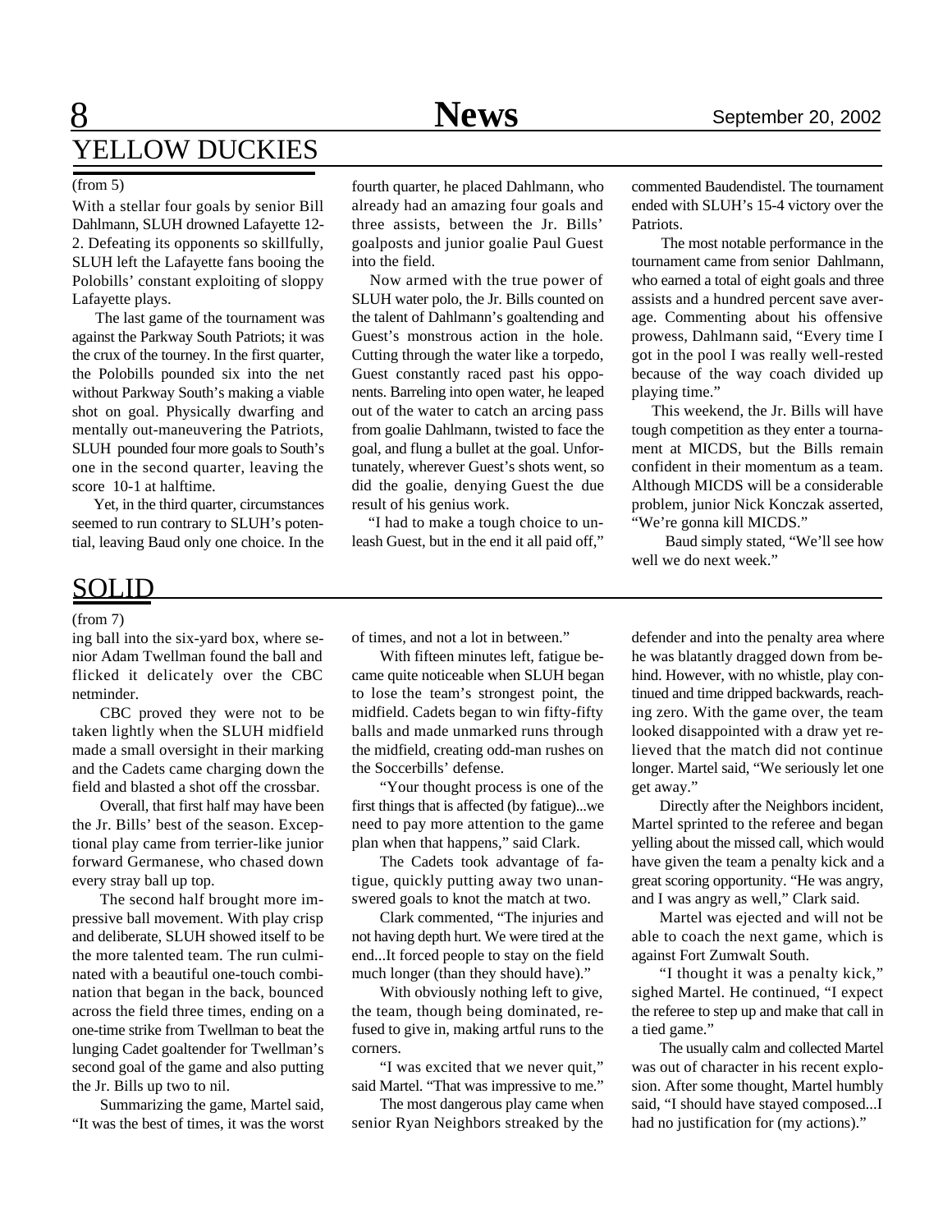# YELLOW DUCKIES

(from 5)

With a stellar four goals by senior Bill Dahlmann, SLUH drowned Lafayette 12-2. Defeating its opponents so skillfully, SLUH left the Lafayette fans booing the Polobills' constant exploiting of sloppy Lafayette plays.

The last game of the tournament was against the Parkway South Patriots; it was the crux of the tourney. In the first quarter, the Polobills pounded six into the net without Parkway South's making a viable shot on goal. Physically dwarfing and mentally out-maneuvering the Patriots, SLUH pounded four more goals to South's one in the second quarter, leaving the score 10-1 at halftime.

Yet, in the third quarter, circumstances seemed to run contrary to SLUH's potential, leaving Baud only one choice. In the fourth quarter, he placed Dahlmann, who already had an amazing four goals and three assists, between the Jr. Bills' goalposts and junior goalie Paul Guest into the field.

Now armed with the true power of SLUH water polo, the Jr. Bills counted on the talent of Dahlmann's goaltending and Guest's monstrous action in the hole. Cutting through the water like a torpedo, Guest constantly raced past his opponents. Barreling into open water, he leaped out of the water to catch an arcing pass from goalie Dahlmann, twisted to face the goal, and flung a bullet at the goal. Unfortunately, wherever Guest's shots went, so did the goalie, denying Guest the due result of his genius work.

"I had to make a tough choice to unleash Guest, but in the end it all paid off," commented Baudendistel. The tournament ended with SLUH's 15-4 victory over the Patriots.

The most notable performance in the tournament came from senior Dahlmann, who earned a total of eight goals and three assists and a hundred percent save average. Commenting about his offensive prowess, Dahlmann said, "Every time I got in the pool I was really well-rested because of the way coach divided up playing time."

This weekend, the Jr. Bills will have tough competition as they enter a tournament at MICDS, but the Bills remain confident in their momentum as a team. Although MICDS will be a considerable problem, junior Nick Konczak asserted, "We're gonna kill MICDS."

Baud simply stated, "We'll see how well we do next week."

# SOLID

(from 7)

ing ball into the six-yard box, where senior Adam Twellman found the ball and flicked it delicately over the CBC netminder.

CBC proved they were not to be taken lightly when the SLUH midfield made a small oversight in their marking and the Cadets came charging down the field and blasted a shot off the crossbar.

Overall, that first half may have been the Jr. Bills' best of the season. Exceptional play came from terrier-like junior forward Germanese, who chased down every stray ball up top.

The second half brought more impressive ball movement. With play crisp and deliberate, SLUH showed itself to be the more talented team. The run culminated with a beautiful one-touch combination that began in the back, bounced across the field three times, ending on a one-time strike from Twellman to beat the lunging Cadet goaltender for Twellman's second goal of the game and also putting the Jr. Bills up two to nil.

Summarizing the game, Martel said, "It was the best of times, it was the worst of times, and not a lot in between."

With fifteen minutes left, fatigue became quite noticeable when SLUH began to lose the team's strongest point, the midfield. Cadets began to win fifty-fifty balls and made unmarked runs through the midfield, creating odd-man rushes on the Soccerbills' defense.

"Your thought process is one of the first things that is affected (by fatigue)...we need to pay more attention to the game plan when that happens," said Clark.

The Cadets took advantage of fatigue, quickly putting away two unanswered goals to knot the match at two.

Clark commented, "The injuries and not having depth hurt. We were tired at the end...It forced people to stay on the field much longer (than they should have)."

With obviously nothing left to give, the team, though being dominated, refused to give in, making artful runs to the corners.

"I was excited that we never quit," said Martel. "That was impressive to me."

The most dangerous play came when senior Ryan Neighbors streaked by the defender and into the penalty area where he was blatantly dragged down from behind. However, with no whistle, play continued and time dripped backwards, reaching zero. With the game over, the team looked disappointed with a draw yet relieved that the match did not continue longer. Martel said, "We seriously let one get away."

Directly after the Neighbors incident, Martel sprinted to the referee and began yelling about the missed call, which would have given the team a penalty kick and a great scoring opportunity. "He was angry, and I was angry as well," Clark said.

Martel was ejected and will not be able to coach the next game, which is against Fort Zumwalt South.

"I thought it was a penalty kick," sighed Martel. He continued, "I expect the referee to step up and make that call in a tied game."

The usually calm and collected Martel was out of character in his recent explosion. After some thought, Martel humbly said, "I should have stayed composed...I had no justification for (my actions)."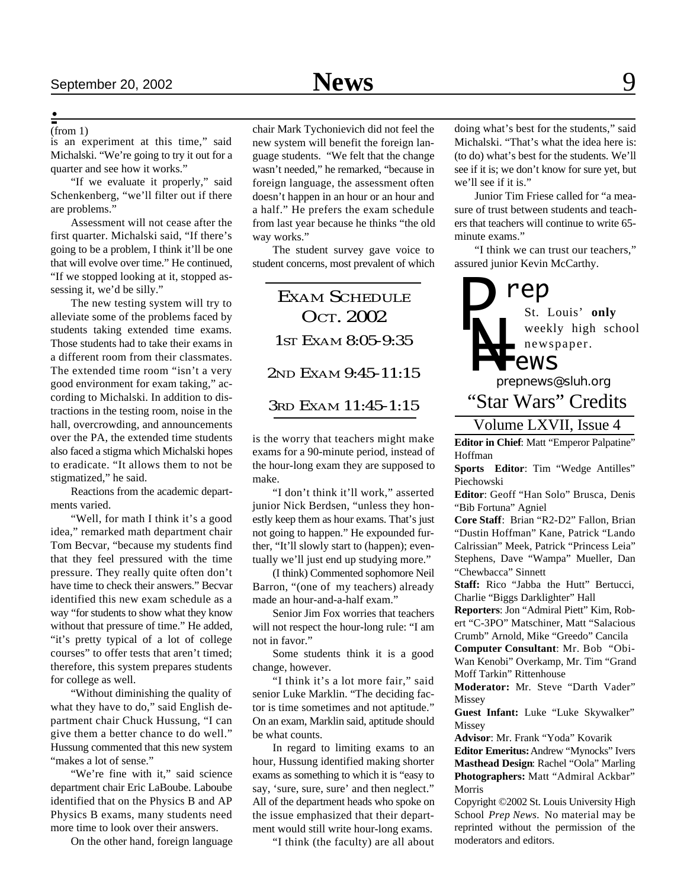(from 1)

is an experiment at this time," said Michalski. "We're going to try it out for a quarter and see how it works."

"If we evaluate it properly," said Schenkenberg, "we'll filter out if there are problems."

Assessment will not cease after the first quarter. Michalski said, "If there's going to be a problem, I think it'll be one that will evolve over time." He continued, "If we stopped looking at it, stopped assessing it, we'd be silly."

The new testing system will try to alleviate some of the problems faced by students taking extended time exams. Those students had to take their exams in a different room from their classmates. The extended time room "isn't a very good environment for exam taking," according to Michalski. In addition to distractions in the testing room, noise in the hall, overcrowding, and announcements over the PA, the extended time students also faced a stigma which Michalski hopes to eradicate. "It allows them to not be stigmatized," he said.

Reactions from the academic departments varied.

"Well, for math I think it's a good idea," remarked math department chair Tom Becvar, "because my students find that they feel pressured with the time pressure. They really quite often don't have time to check their answers." Becvar identified this new exam schedule as a way "for students to show what they know without that pressure of time." He added, "it's pretty typical of a lot of college courses" to offer tests that aren't timed; therefore, this system prepares students for college as well.

"Without diminishing the quality of what they have to do," said English department chair Chuck Hussung, "I can give them a better chance to do well." Hussung commented that this new system "makes a lot of sense."

"We're fine with it," said science department chair Eric LaBoube. Laboube identified that on the Physics B and AP Physics B exams, many students need more time to look over their answers.

On the other hand, foreign language chair Mark Tychonievich did not feel the new system will benefit the foreign language students. "We felt that the change wasn't needed," he remarked, "because in foreign language, the assessment often doesn't happen in an hour or an hour and a half." He prefers the exam schedule from last year because he thinks "the old way works."

The student survey gave voice to student concerns, most prevalent of which is the worry that teachers might make exams for a 90-minute period, instead of the hour-long exam they are supposed to make.

"I don't think it'll work," asserted junior Nick Berdsen, "unless they honestly keep them as hour exams. That's just not going to happen." He expounded further, "It'll slowly start to (happen); eventually we'll just end up studying more."

(I think) Commented sophomore Neil Barron, "(one of my teachers) already made an hour-and-a-half exam."

Senior Jim Fox worries that teachers will not respect the hour-long rule: "I am not in favor."

Some students think it is a good change, however.

"I think it's a lot more fair," said senior Luke Marklin. "The deciding factor is time sometimes and not aptitude." On an exam, Marklin said, aptitude should be what counts.

In regard to limiting exams to an hour, Hussung identified making shorter exams as something to which it is "easy to say, 'sure, sure, sure' and then neglect." All of the department heads who spoke on the issue emphasized that their department would still write hour-long exams.

"I think (the faculty) are all about doing what's best for the students," said Michalski. "That's what the idea here is: (to do) what's best for the students. We'll see if it is; we don't know for sure yet, but we'll see if it is."

Junior Tim Friese called for "a measure of trust between students and teachers that teachers will continue to write 65-minute exams."

"I think we can trust our teachers," assured junior Kevin McCarthy.

**EXAM SCHEDULE OCT. 2002**

1ST EXAM 8:05-9:35

2ND EXAM 9:45-11:15

3RD EXAM 11:45-1:15

---

# Prep News

St. Louis' **only** weekly high school newspaper.

prepnews@sluh.org

## "Star Wars" Credits

### Volume LXVII, Issue 4

**Editor in Chief**: Matt "Emperor Palpatine" Hoffman

**Sports Editor**: Tim "Wedge Antilles" Piechowski

**Editor**: Geoff "Han Solo" Brusca, Denis "Bib Fortuna" Agniel

**Core Staff**: Brian "R2-D2" Fallon, Brian "Dustin Hoffman" Kane, Patrick "Lando Calrissian" Meek, Patrick "Princess Leia" Stephens, Dave "Wampa" Mueller, Dan "Chewbacca" Sinnett

**Staff:** Rico "Jabba the Hutt" Bertucci, Charlie "Biggs Darklighter" Hall

**Reporters**: Jon "Admiral Piett" Kim, Robert "C-3PO" Matschiner, Matt "Salacious Crumb" Arnold, Mike "Greedo" Cancila

**Computer Consultant**: Mr. Bob "Obi-Wan Kenobi" Overkamp, Mr. Tim "Grand Moff Tarkin" Rittenhouse

**Moderator:** Mr. Steve "Darth Vader" Missey

**Guest Infant:** Luke "Luke Skywalker" Missey

**Advisor**: Mr. Frank "Yoda" Kovarik

**Editor Emeritus:** Andrew "Mynocks" Ivers

**Masthead Design**: Rachel "Oola" Marling

**Photographers:** Matt "Admiral Ackbar" Morris

Copyright ©2002 St. Louis University High School *Prep News.* No material may be reprinted without the permission of the moderators and editors.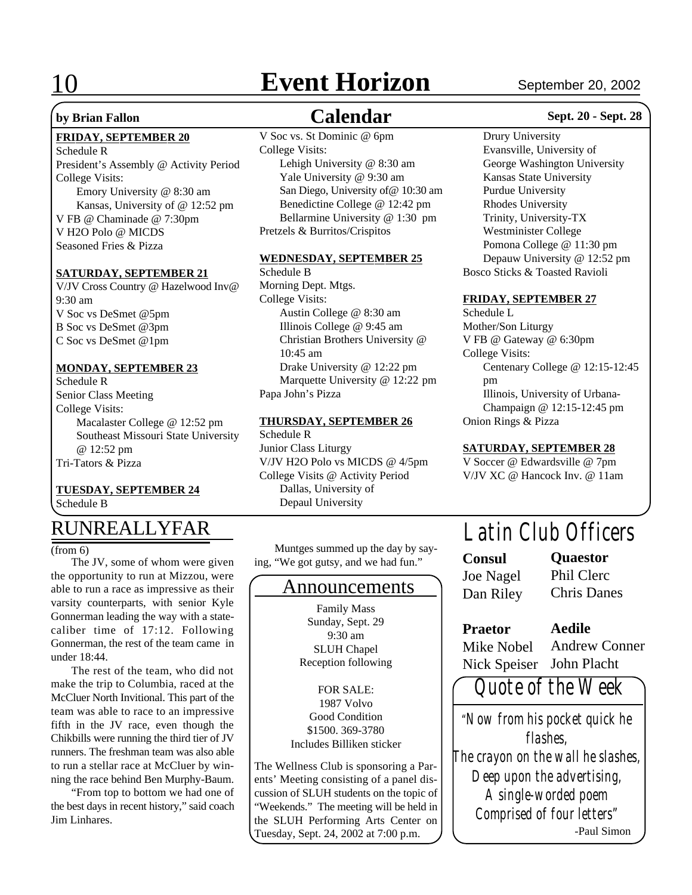## Calendar

by Brian Fallon

Sept. 20 - Sept. 28

**FRIDAY, SEPTEMBER 20**

Schedule R
President's Assembly @ Activity Period
College Visits:
- Emory University @ 8:30 am
- Kansas, University of @ 12:52 pm

V FB @ Chaminade @ 7:30pm
V H2O Polo @ MICDS
Seasoned Fries & Pizza

**SATURDAY, SEPTEMBER 21**

V/JV Cross Country @ Hazelwood Inv@ 9:30 am
V Soc vs DeSmet @5pm
B Soc vs DeSmet @3pm
C Soc vs DeSmet @1pm

**MONDAY, SEPTEMBER 23**

Schedule R
Senior Class Meeting
College Visits:
- Macalaster College @ 12:52 pm
- Southeast Missouri State University @ 12:52 pm

Tri-Tators & Pizza

**TUESDAY, SEPTEMBER 24**

Schedule B
V Soc vs. St Dominic @ 6pm
College Visits:
- Lehigh University @ 8:30 am
- Yale University @ 9:30 am
- San Diego, University of@ 10:30 am
- Benedictine College @ 12:42 pm
- Bellarmine University @ 1:30 pm

Pretzels & Burritos/Crispitos

**WEDNESDAY, SEPTEMBER 25**

Schedule B
Morning Dept. Mtgs.
College Visits:
- Austin College @ 8:30 am
- Illinois College @ 9:45 am
- Christian Brothers University @ 10:45 am
- Drake University @ 12:22 pm
- Marquette University @ 12:22 pm

Papa John's Pizza

**THURSDAY, SEPTEMBER 26**

Schedule R
Junior Class Liturgy
V/JV H2O Polo vs MICDS @ 4/5pm
College Visits @ Activity Period
- Dallas, University of
- Depaul University
- Drury University
- Evansville, University of
- George Washington University
- Kansas State University
- Purdue University
- Rhodes University
- Trinity, University-TX
- Westminister College
- Pomona College @ 11:30 pm
- Depauw University @ 12:52 pm

Bosco Sticks & Toasted Ravioli

**FRIDAY, SEPTEMBER 27**

Schedule L
Mother/Son Liturgy
V FB @ Gateway @ 6:30pm
College Visits:
- Centenary College @ 12:15-12:45 pm
- Illinois, University of Urbana-Champaign @ 12:15-12:45 pm

Onion Rings & Pizza

**SATURDAY, SEPTEMBER 28**

V Soccer @ Edwardsville @ 7pm
V/JV XC @ Hancock Inv. @ 11am

## RUNREALLYFAR

(from 6)

The JV, some of whom were given the opportunity to run at Mizzou, were able to run a race as impressive as their varsity counterparts, with senior Kyle Gonnerman leading the way with a state-caliber time of 17:12. Following Gonnerman, the rest of the team came in under 18:44.

The rest of the team, who did not make the trip to Columbia, raced at the McCluer North Invitional. This part of the team was able to race to an impressive fifth in the JV race, even though the Chikbills were running the third tier of JV runners. The freshman team was also able to run a stellar race at McCluer by winning the race behind Ben Murphy-Baum.

"From top to bottom we had one of the best days in recent history," said coach Jim Linhares.

Muntges summed up the day by saying, "We got gutsy, and we had fun."

## Announcements

Family Mass
Sunday, Sept. 29
9:30 am
SLUH Chapel
Reception following

FOR SALE:
1987 Volvo
Good Condition
$1500. 369-3780
Includes Billiken sticker

The Wellness Club is sponsoring a Parents' Meeting consisting of a panel discussion of SLUH students on the topic of "Weekends." The meeting will be held in the SLUH Performing Arts Center on Tuesday, Sept. 24, 2002 at 7:00 p.m.

## Latin Club Officers

**Consul**
Joe Nagel
Dan Riley

**Quaestor**
Phil Clerc
Chris Danes

**Praetor**
Mike Nobel
Nick Speiser

**Aedile**
Andrew Conner
John Placht

## Quote of the Week

"Now from his pocket quick he flashes,
The crayon on the wall he slashes,
Deep upon the advertising,
A single-worded poem
Comprised of four letters"

-Paul Simon